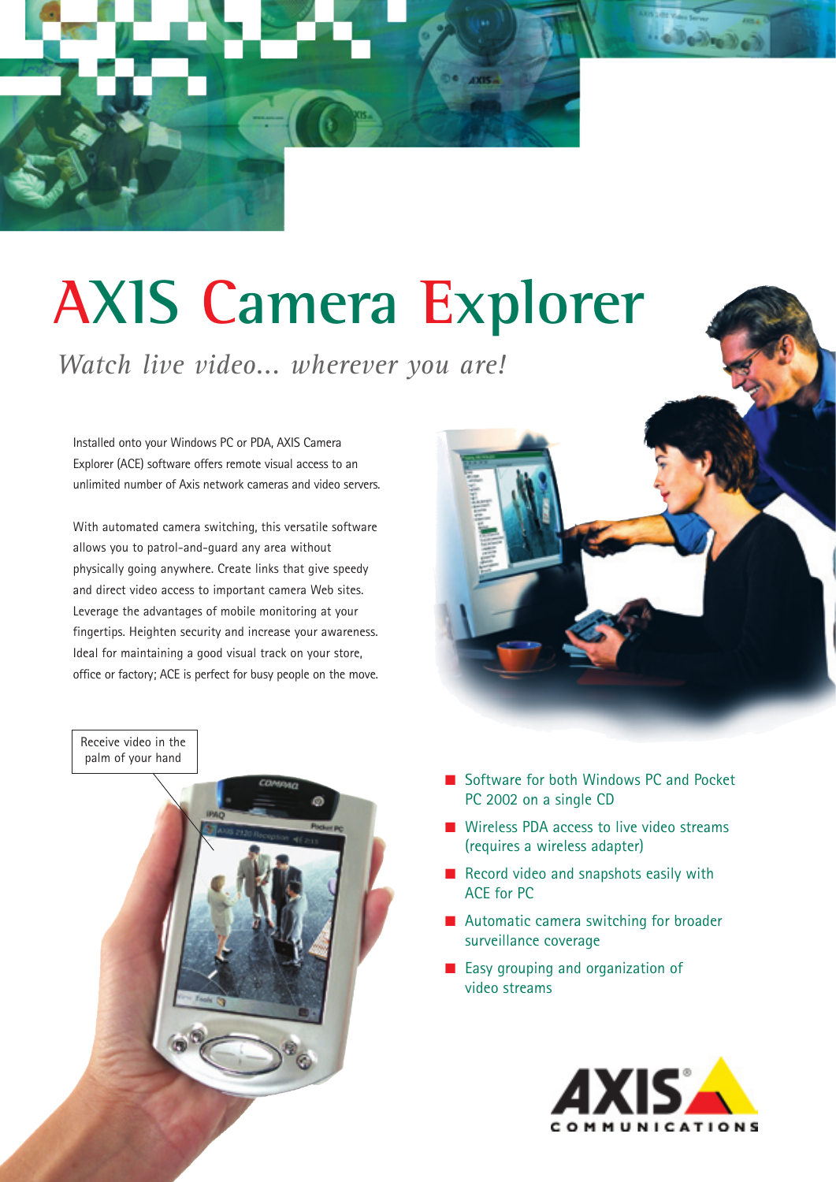# AXIS Camera Explorer

*Watch live video... wherever you are!*

Installed onto your Windows PC or PDA, AXIS Camera Explorer (ACE) software offers remote visual access to an unlimited number of Axis network cameras and video servers.

With automated camera switching, this versatile software allows you to patrol-and-guard any area without physically going anywhere. Create links that give speedy and direct video access to important camera Web sites. Leverage the advantages of mobile monitoring at your fingertips. Heighten security and increase your awareness. Ideal for maintaining a good visual track on your store, office or factory; ACE is perfect for busy people on the move.

Receive video in the palm of your hand

- Software for both Windows PC and Pocket PC 2002 on a single CD
- Wireless PDA access to live video streams (requires a wireless adapter)
- Record video and snapshots easily with ACE for PC
- Automatic camera switching for broader surveillance coverage
- Easy grouping and organization of video streams

AXIS COMMUNICATIONS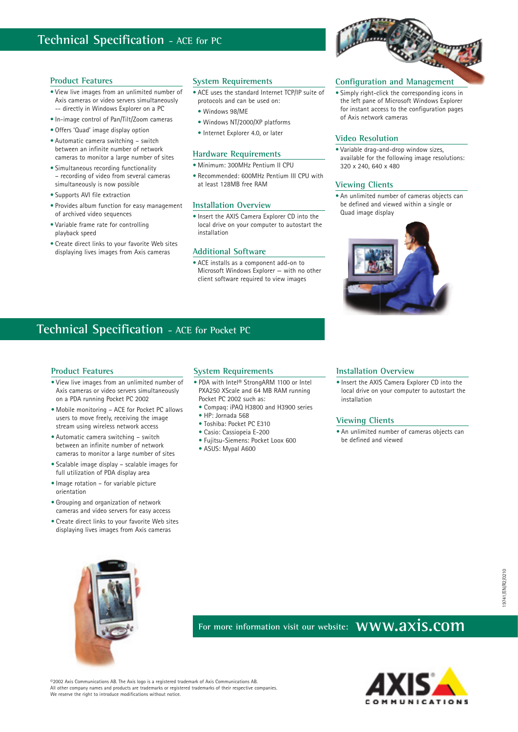# Technical Specification - ACE for PC

## Product Features

- View live images from an unlimited number of Axis cameras or video servers simultaneously -- directly in Windows Explorer on a PC
- In-image control of Pan/Tilt/Zoom cameras
- Offers 'Quad' image display option
- Automatic camera switching – switch between an infinite number of network cameras to monitor a large number of sites
- Simultaneous recording functionality – recording of video from several cameras simultaneously is now possible
- Supports AVI file extraction
- Provides album function for easy management of archived video sequences
- Variable frame rate for controlling playback speed
- Create direct links to your favorite Web sites displaying lives images from Axis cameras

## System Requirements

- ACE uses the standard Internet TCP/IP suite of protocols and can be used on:
  - Windows 98/ME
  - Windows NT/2000/XP platforms
  - Internet Explorer 4.0, or later

## Hardware Requirements

- Minimum: 300MHz Pentium II CPU
- Recommended: 600MHz Pentium III CPU with at least 128MB free RAM

## Installation Overview

- Insert the AXIS Camera Explorer CD into the local drive on your computer to autostart the installation

## Additional Software

- ACE installs as a component add-on to Microsoft Windows Explorer – with no other client software required to view images

## Configuration and Management

- Simply right-click the corresponding icons in the left pane of Microsoft Windows Explorer for instant access to the configuration pages of Axis network cameras

## Video Resolution

- Variable drag-and-drop window sizes, available for the following image resolutions: 320 x 240, 640 x 480

## Viewing Clients

- An unlimited number of cameras objects can be defined and viewed within a single or Quad image display

# Technical Specification - ACE for Pocket PC

## Product Features

- View live images from an unlimited number of Axis cameras or video servers simultaneously on a PDA running Pocket PC 2002
- Mobile monitoring – ACE for Pocket PC allows users to move freely, receiving the image stream using wireless network access
- Automatic camera switching – switch between an infinite number of network cameras to monitor a large number of sites
- Scalable image display – scalable images for full utilization of PDA display area
- Image rotation – for variable picture orientation
- Grouping and organization of network cameras and video servers for easy access
- Create direct links to your favorite Web sites displaying lives images from Axis cameras

## System Requirements

- PDA with Intel® StrongARM 1100 or Intel PXA250 XScale and 64 MB RAM running Pocket PC 2002 such as:
  - Compaq: iPAQ H3800 and H3900 series
  - HP: Jornada 568
  - Toshiba: Pocket PC E310
  - Casio: Cassiopeia E-200
  - Fujitsu-Siemens: Pocket Loox 600
  - ASUS: Mypal A600

## Installation Overview

- Insert the AXIS Camera Explorer CD into the local drive on your computer to autostart the installation

## Viewing Clients

- An unlimited number of cameras objects can be defined and viewed

For more information visit our website: **www.axis.com**

19741/EN/R2/0210

©2002 Axis Communications AB. The Axis logo is a registered trademark of Axis Communications AB.
All other company names and products are trademarks or registered trademarks of their respective companies.
We reserve the right to introduce modifications without notice.

AXIS COMMUNICATIONS